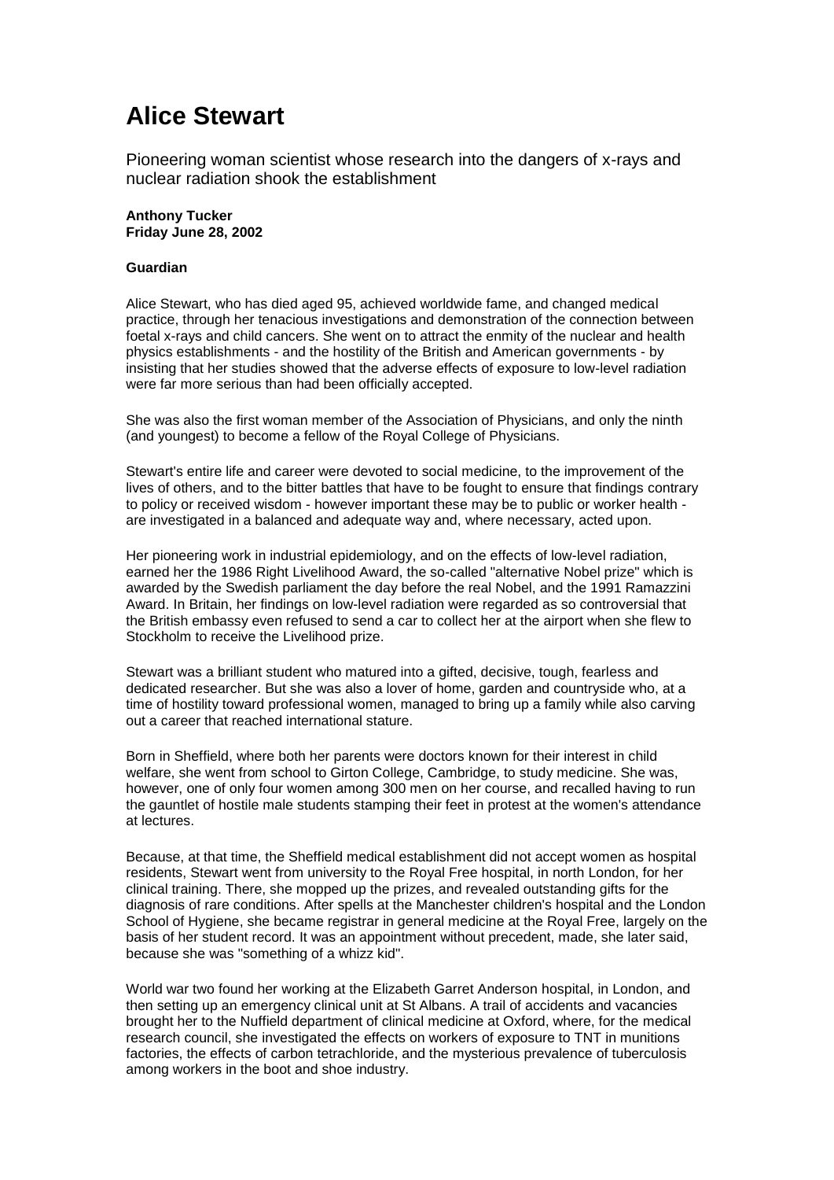# Alice Stewart

Pioneering woman scientist whose research into the dangers of x-rays and nuclear radiation shook the establishment

**Anthony Tucker**
**Friday June 28, 2002**

**Guardian**

Alice Stewart, who has died aged 95, achieved worldwide fame, and changed medical practice, through her tenacious investigations and demonstration of the connection between foetal x-rays and child cancers. She went on to attract the enmity of the nuclear and health physics establishments - and the hostility of the British and American governments - by insisting that her studies showed that the adverse effects of exposure to low-level radiation were far more serious than had been officially accepted.

She was also the first woman member of the Association of Physicians, and only the ninth (and youngest) to become a fellow of the Royal College of Physicians.

Stewart's entire life and career were devoted to social medicine, to the improvement of the lives of others, and to the bitter battles that have to be fought to ensure that findings contrary to policy or received wisdom - however important these may be to public or worker health - are investigated in a balanced and adequate way and, where necessary, acted upon.

Her pioneering work in industrial epidemiology, and on the effects of low-level radiation, earned her the 1986 Right Livelihood Award, the so-called "alternative Nobel prize" which is awarded by the Swedish parliament the day before the real Nobel, and the 1991 Ramazzini Award. In Britain, her findings on low-level radiation were regarded as so controversial that the British embassy even refused to send a car to collect her at the airport when she flew to Stockholm to receive the Livelihood prize.

Stewart was a brilliant student who matured into a gifted, decisive, tough, fearless and dedicated researcher. But she was also a lover of home, garden and countryside who, at a time of hostility toward professional women, managed to bring up a family while also carving out a career that reached international stature.

Born in Sheffield, where both her parents were doctors known for their interest in child welfare, she went from school to Girton College, Cambridge, to study medicine. She was, however, one of only four women among 300 men on her course, and recalled having to run the gauntlet of hostile male students stamping their feet in protest at the women's attendance at lectures.

Because, at that time, the Sheffield medical establishment did not accept women as hospital residents, Stewart went from university to the Royal Free hospital, in north London, for her clinical training. There, she mopped up the prizes, and revealed outstanding gifts for the diagnosis of rare conditions. After spells at the Manchester children's hospital and the London School of Hygiene, she became registrar in general medicine at the Royal Free, largely on the basis of her student record. It was an appointment without precedent, made, she later said, because she was "something of a whizz kid".

World war two found her working at the Elizabeth Garret Anderson hospital, in London, and then setting up an emergency clinical unit at St Albans. A trail of accidents and vacancies brought her to the Nuffield department of clinical medicine at Oxford, where, for the medical research council, she investigated the effects on workers of exposure to TNT in munitions factories, the effects of carbon tetrachloride, and the mysterious prevalence of tuberculosis among workers in the boot and shoe industry.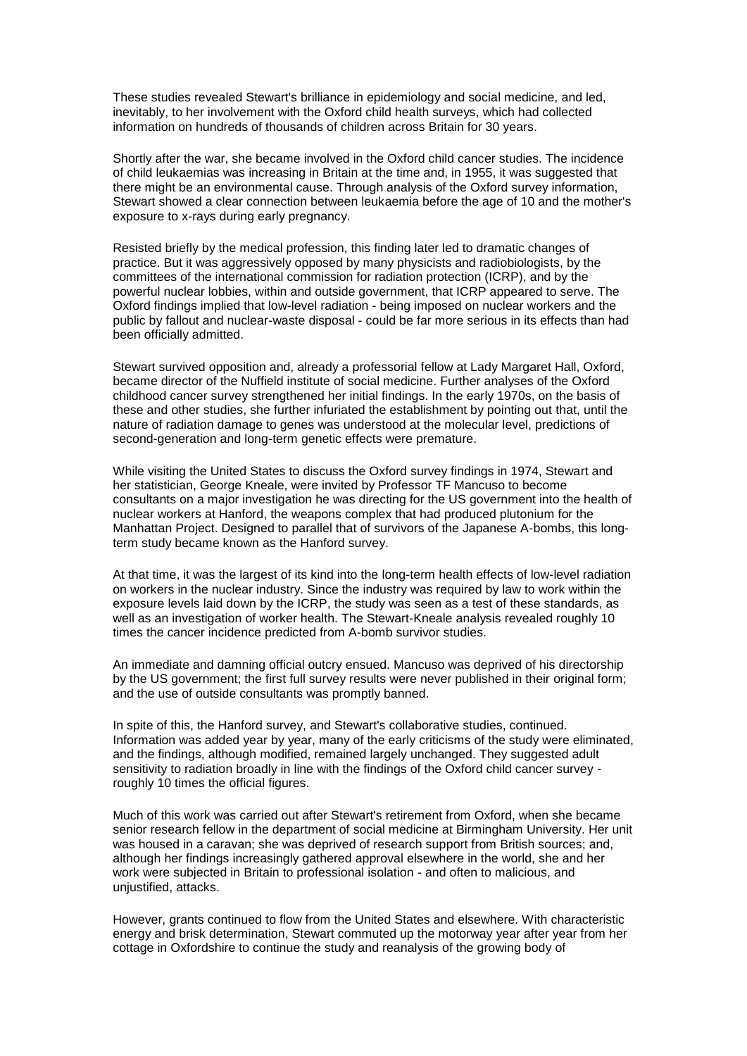These studies revealed Stewart's brilliance in epidemiology and social medicine, and led, inevitably, to her involvement with the Oxford child health surveys, which had collected information on hundreds of thousands of children across Britain for 30 years.

Shortly after the war, she became involved in the Oxford child cancer studies. The incidence of child leukaemias was increasing in Britain at the time and, in 1955, it was suggested that there might be an environmental cause. Through analysis of the Oxford survey information, Stewart showed a clear connection between leukaemia before the age of 10 and the mother's exposure to x-rays during early pregnancy.

Resisted briefly by the medical profession, this finding later led to dramatic changes of practice. But it was aggressively opposed by many physicists and radiobiologists, by the committees of the international commission for radiation protection (ICRP), and by the powerful nuclear lobbies, within and outside government, that ICRP appeared to serve. The Oxford findings implied that low-level radiation - being imposed on nuclear workers and the public by fallout and nuclear-waste disposal - could be far more serious in its effects than had been officially admitted.

Stewart survived opposition and, already a professorial fellow at Lady Margaret Hall, Oxford, became director of the Nuffield institute of social medicine. Further analyses of the Oxford childhood cancer survey strengthened her initial findings. In the early 1970s, on the basis of these and other studies, she further infuriated the establishment by pointing out that, until the nature of radiation damage to genes was understood at the molecular level, predictions of second-generation and long-term genetic effects were premature.

While visiting the United States to discuss the Oxford survey findings in 1974, Stewart and her statistician, George Kneale, were invited by Professor TF Mancuso to become consultants on a major investigation he was directing for the US government into the health of nuclear workers at Hanford, the weapons complex that had produced plutonium for the Manhattan Project. Designed to parallel that of survivors of the Japanese A-bombs, this long-term study became known as the Hanford survey.

At that time, it was the largest of its kind into the long-term health effects of low-level radiation on workers in the nuclear industry. Since the industry was required by law to work within the exposure levels laid down by the ICRP, the study was seen as a test of these standards, as well as an investigation of worker health. The Stewart-Kneale analysis revealed roughly 10 times the cancer incidence predicted from A-bomb survivor studies.

An immediate and damning official outcry ensued. Mancuso was deprived of his directorship by the US government; the first full survey results were never published in their original form; and the use of outside consultants was promptly banned.

In spite of this, the Hanford survey, and Stewart's collaborative studies, continued. Information was added year by year, many of the early criticisms of the study were eliminated, and the findings, although modified, remained largely unchanged. They suggested adult sensitivity to radiation broadly in line with the findings of the Oxford child cancer survey - roughly 10 times the official figures.

Much of this work was carried out after Stewart's retirement from Oxford, when she became senior research fellow in the department of social medicine at Birmingham University. Her unit was housed in a caravan; she was deprived of research support from British sources; and, although her findings increasingly gathered approval elsewhere in the world, she and her work were subjected in Britain to professional isolation - and often to malicious, and unjustified, attacks.

However, grants continued to flow from the United States and elsewhere. With characteristic energy and brisk determination, Stewart commuted up the motorway year after year from her cottage in Oxfordshire to continue the study and reanalysis of the growing body of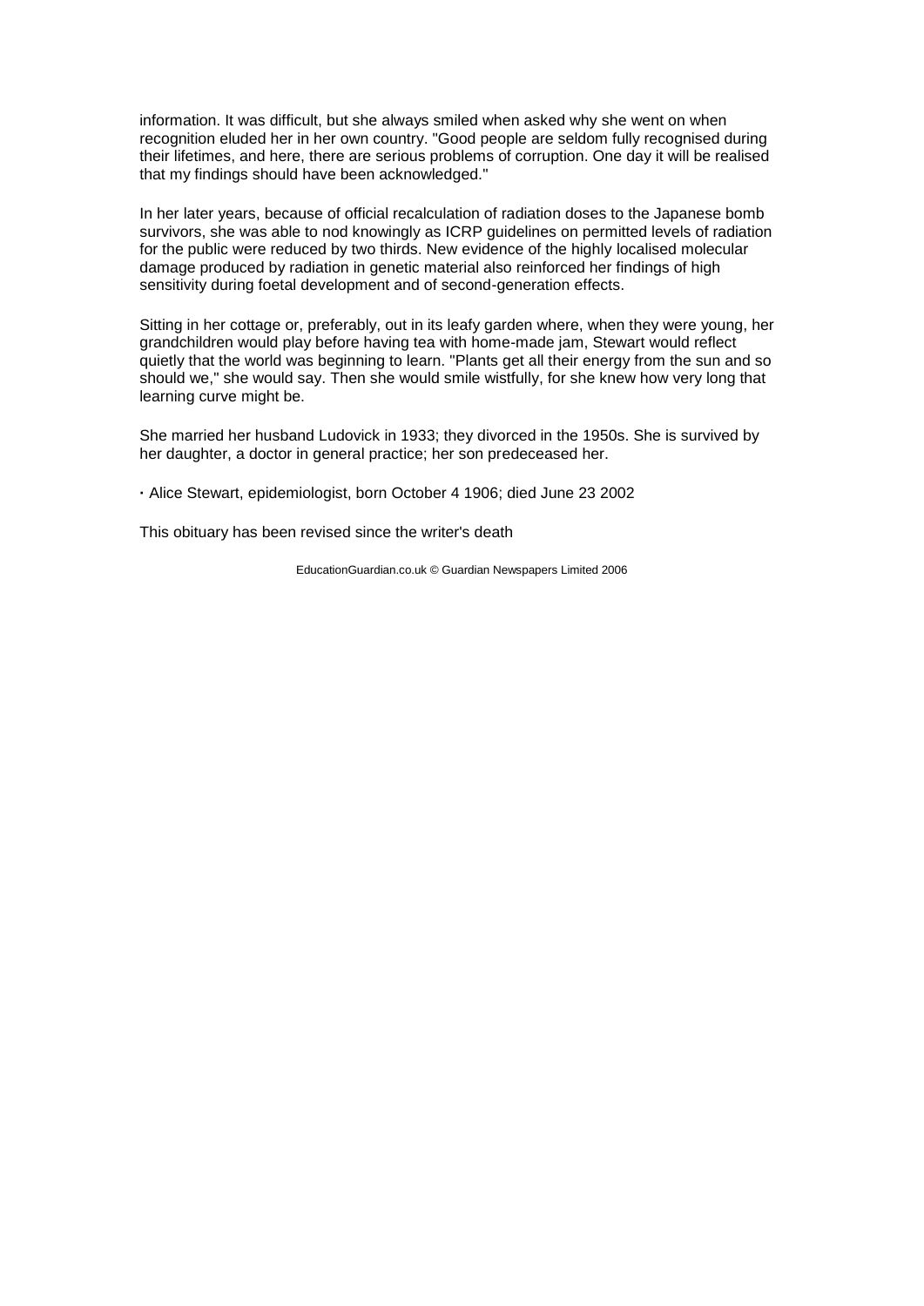information. It was difficult, but she always smiled when asked why she went on when recognition eluded her in her own country. "Good people are seldom fully recognised during their lifetimes, and here, there are serious problems of corruption. One day it will be realised that my findings should have been acknowledged."

In her later years, because of official recalculation of radiation doses to the Japanese bomb survivors, she was able to nod knowingly as ICRP guidelines on permitted levels of radiation for the public were reduced by two thirds. New evidence of the highly localised molecular damage produced by radiation in genetic material also reinforced her findings of high sensitivity during foetal development and of second-generation effects.

Sitting in her cottage or, preferably, out in its leafy garden where, when they were young, her grandchildren would play before having tea with home-made jam, Stewart would reflect quietly that the world was beginning to learn. "Plants get all their energy from the sun and so should we," she would say. Then she would smile wistfully, for she knew how very long that learning curve might be.

She married her husband Ludovick in 1933; they divorced in the 1950s. She is survived by her daughter, a doctor in general practice; her son predeceased her.

· Alice Stewart, epidemiologist, born October 4 1906; died June 23 2002

This obituary has been revised since the writer's death

EducationGuardian.co.uk © Guardian Newspapers Limited 2006